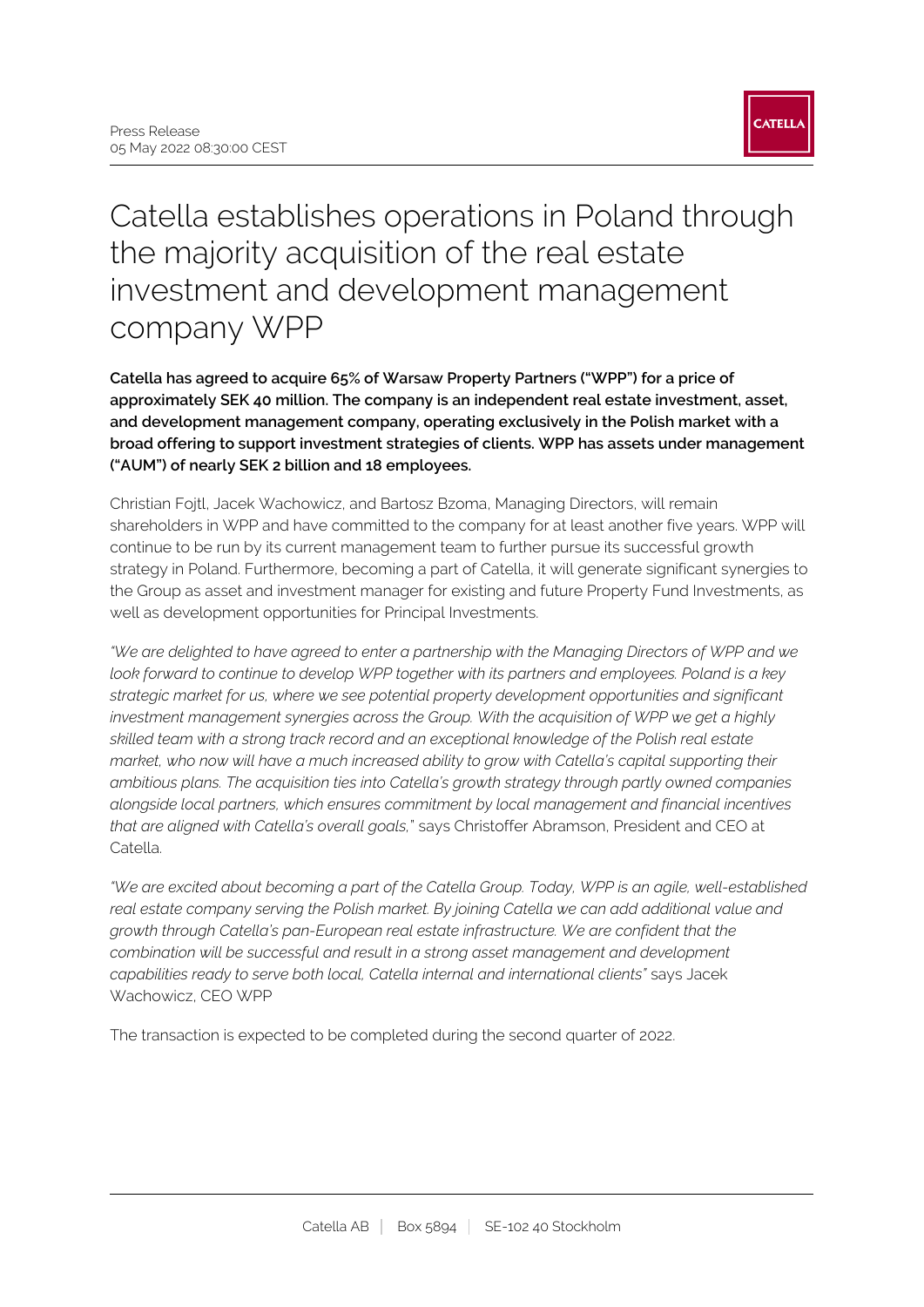Press Release
05 May 2022 08:30:00 CEST

# Catella establishes operations in Poland through the majority acquisition of the real estate investment and development management company WPP

**Catella has agreed to acquire 65% of Warsaw Property Partners ("WPP") for a price of approximately SEK 40 million. The company is an independent real estate investment, asset, and development management company, operating exclusively in the Polish market with a broad offering to support investment strategies of clients. WPP has assets under management ("AUM") of nearly SEK 2 billion and 18 employees.**

Christian Fojtl, Jacek Wachowicz, and Bartosz Bzoma, Managing Directors, will remain shareholders in WPP and have committed to the company for at least another five years. WPP will continue to be run by its current management team to further pursue its successful growth strategy in Poland. Furthermore, becoming a part of Catella, it will generate significant synergies to the Group as asset and investment manager for existing and future Property Fund Investments, as well as development opportunities for Principal Investments.

*"We are delighted to have agreed to enter a partnership with the Managing Directors of WPP and we look forward to continue to develop WPP together with its partners and employees. Poland is a key strategic market for us, where we see potential property development opportunities and significant investment management synergies across the Group. With the acquisition of WPP we get a highly skilled team with a strong track record and an exceptional knowledge of the Polish real estate market, who now will have a much increased ability to grow with Catella's capital supporting their ambitious plans. The acquisition ties into Catella's growth strategy through partly owned companies alongside local partners, which ensures commitment by local management and financial incentives that are aligned with Catella's overall goals,"* says Christoffer Abramson, President and CEO at Catella.

*"We are excited about becoming a part of the Catella Group. Today, WPP is an agile, well-established real estate company serving the Polish market. By joining Catella we can add additional value and growth through Catella's pan-European real estate infrastructure. We are confident that the combination will be successful and result in a strong asset management and development capabilities ready to serve both local, Catella internal and international clients"* says Jacek Wachowicz, CEO WPP

The transaction is expected to be completed during the second quarter of 2022.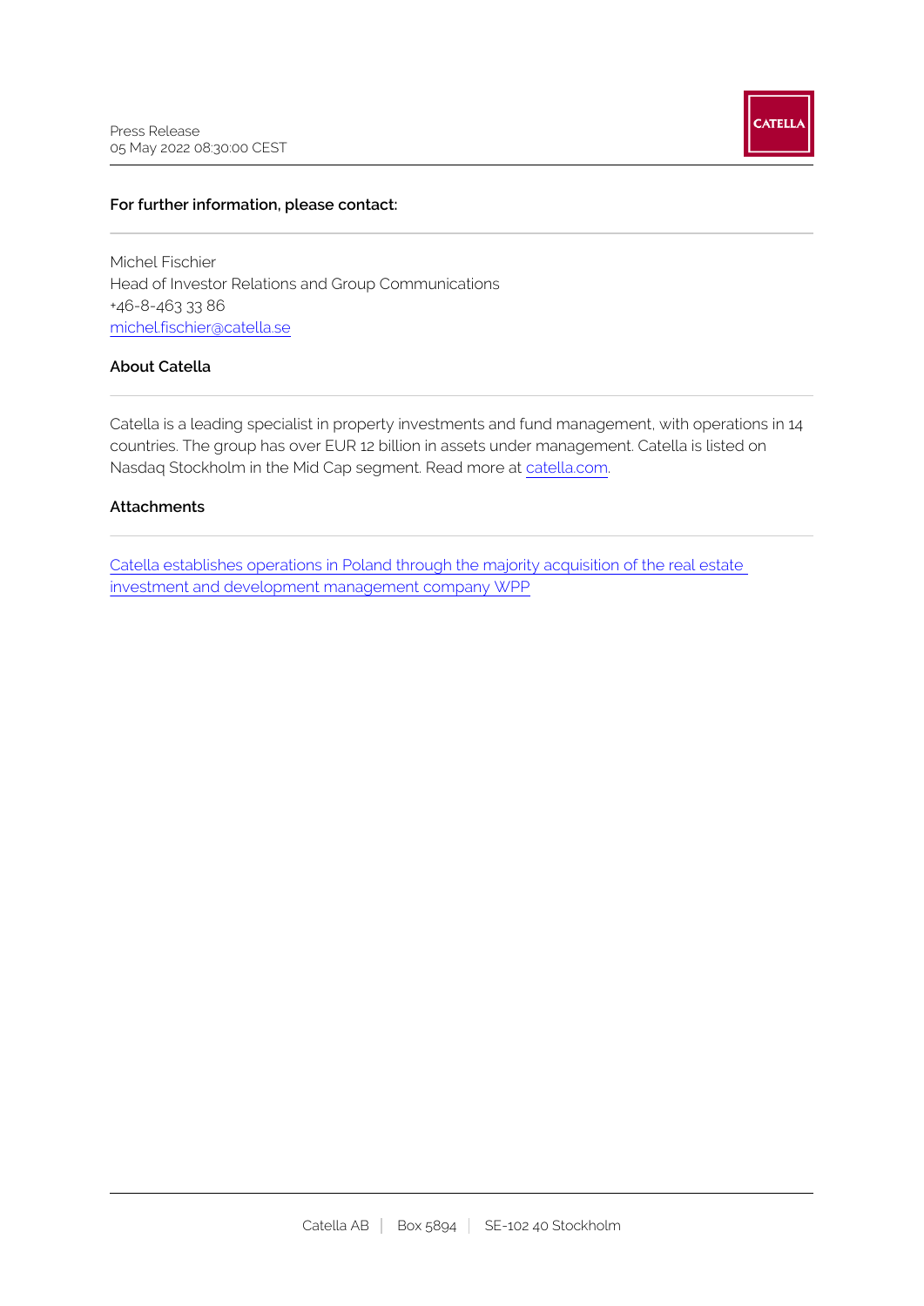Press Release
05 May 2022 08:30:00 CEST

**For further information, please contact:**

Michel Fischier
Head of Investor Relations and Group Communications
+46-8-463 33 86
michel.fischier@catella.se

**About Catella**

Catella is a leading specialist in property investments and fund management, with operations in 14 countries. The group has over EUR 12 billion in assets under management. Catella is listed on Nasdaq Stockholm in the Mid Cap segment. Read more at catella.com.

**Attachments**

Catella establishes operations in Poland through the majority acquisition of the real estate investment and development management company WPP